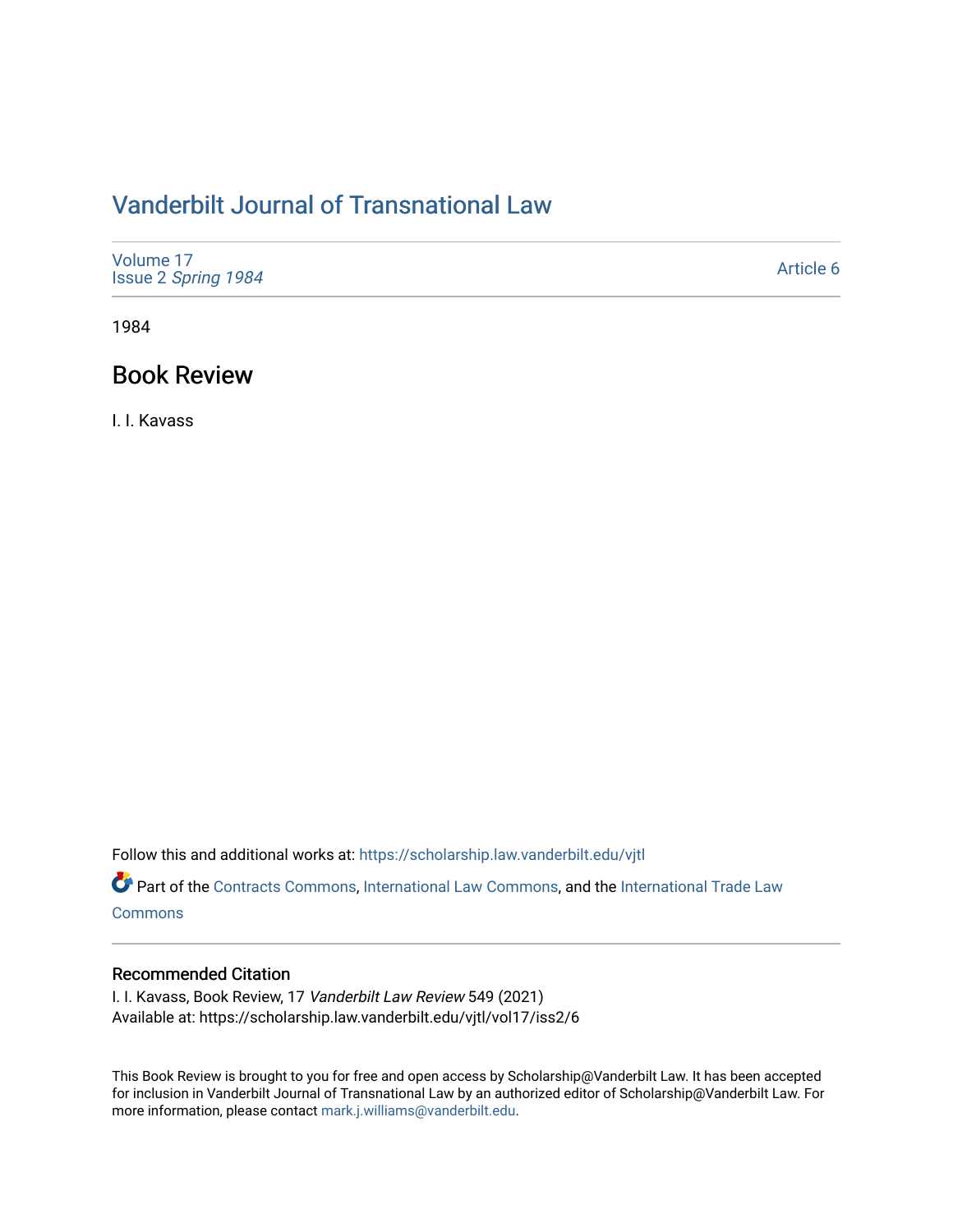# Vanderbilt Journal of Transnational Law

Volume 17
Issue 2 *Spring 1984*

Article 6

1984

## Book Review

I. I. Kavass

Follow this and additional works at: https://scholarship.law.vanderbilt.edu/vjtl

Part of the Contracts Commons, International Law Commons, and the International Trade Law Commons

### Recommended Citation

I. I. Kavass, Book Review, 17 *Vanderbilt Law Review* 549 (2021)
Available at: https://scholarship.law.vanderbilt.edu/vjtl/vol17/iss2/6

This Book Review is brought to you for free and open access by Scholarship@Vanderbilt Law. It has been accepted for inclusion in Vanderbilt Journal of Transnational Law by an authorized editor of Scholarship@Vanderbilt Law. For more information, please contact mark.j.williams@vanderbilt.edu.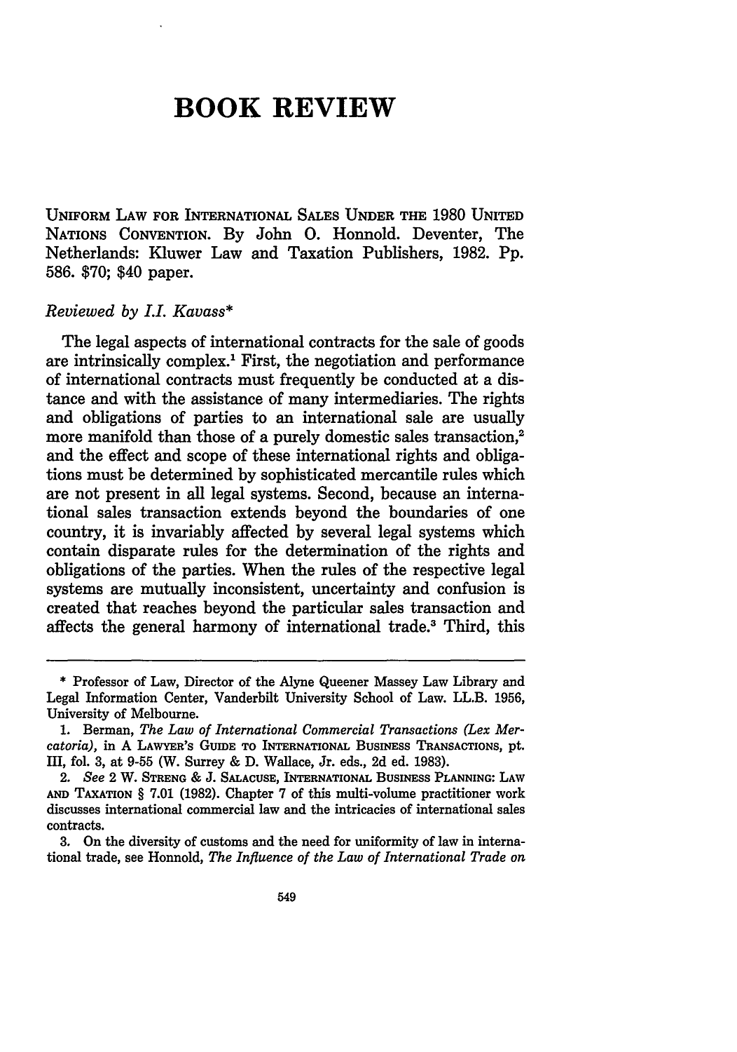# BOOK REVIEW

UNIFORM LAW FOR INTERNATIONAL SALES UNDER THE 1980 UNITED NATIONS CONVENTION. By John O. Honnold. Deventer, The Netherlands: Kluwer Law and Taxation Publishers, 1982. Pp. 586. $70; $40 paper.

*Reviewed by I.I. Kavass\**

The legal aspects of international contracts for the sale of goods are intrinsically complex.[1] First, the negotiation and performance of international contracts must frequently be conducted at a distance and with the assistance of many intermediaries. The rights and obligations of parties to an international sale are usually more manifold than those of a purely domestic sales transaction,[2] and the effect and scope of these international rights and obligations must be determined by sophisticated mercantile rules which are not present in all legal systems. Second, because an international sales transaction extends beyond the boundaries of one country, it is invariably affected by several legal systems which contain disparate rules for the determination of the rights and obligations of the parties. When the rules of the respective legal systems are mutually inconsistent, uncertainty and confusion is created that reaches beyond the particular sales transaction and affects the general harmony of international trade.[3] Third, this

---

\* Professor of Law, Director of the Alyne Queener Massey Law Library and Legal Information Center, Vanderbilt University School of Law. LL.B. 1956, University of Melbourne.

1. Berman, *The Law of International Commercial Transactions (Lex Mercatoria)*, in A LAWYER'S GUIDE TO INTERNATIONAL BUSINESS TRANSACTIONS, pt. III, fol. 3, at 9-55 (W. Surrey & D. Wallace, Jr. eds., 2d ed. 1983).

2. *See* 2 W. STRENG & J. SALACUSE, INTERNATIONAL BUSINESS PLANNING: LAW AND TAXATION § 7.01 (1982). Chapter 7 of this multi-volume practitioner work discusses international commercial law and the intricacies of international sales contracts.

3. On the diversity of customs and the need for uniformity of law in international trade, see Honnold, *The Influence of the Law of International Trade on*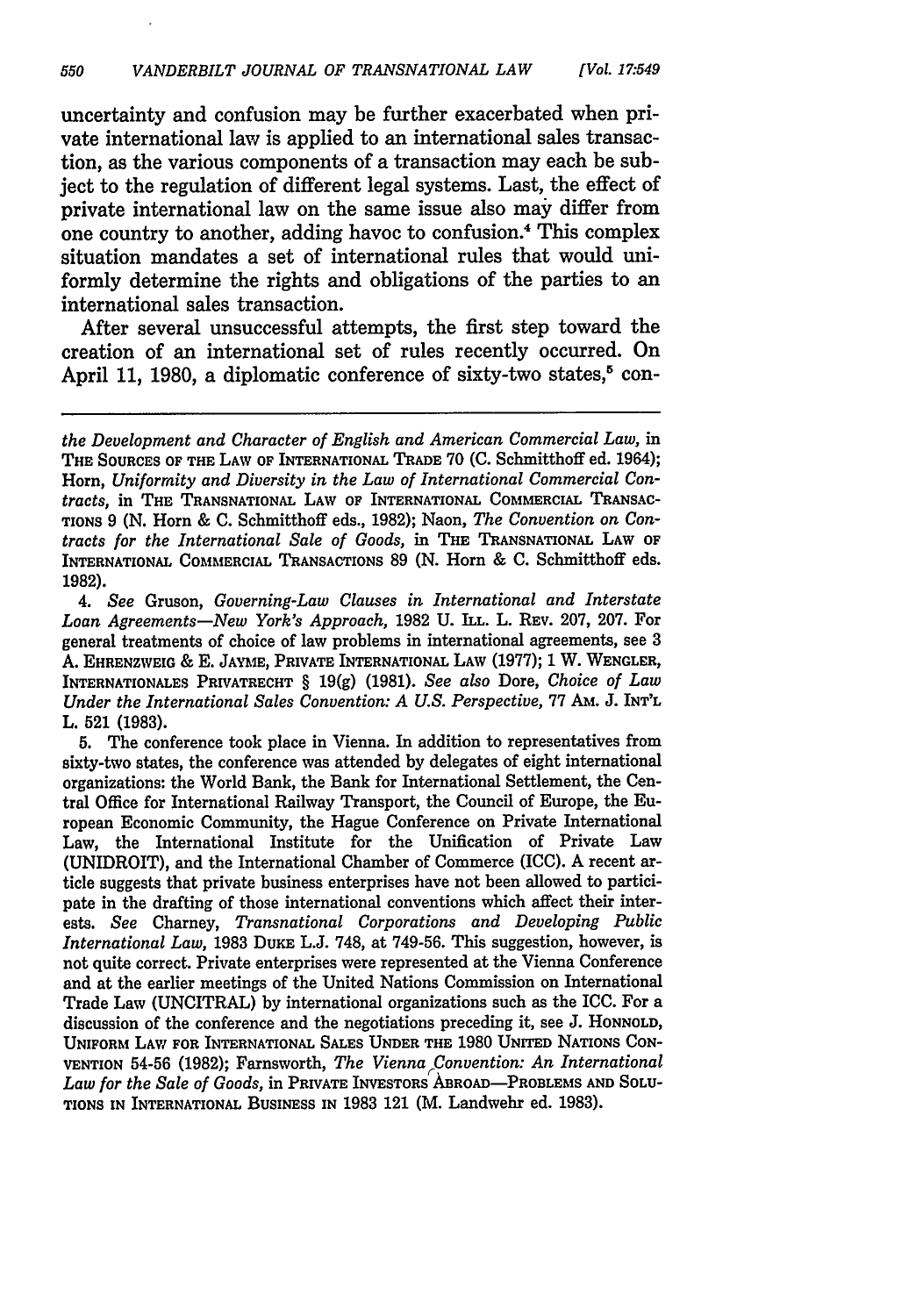uncertainty and confusion may be further exacerbated when private international law is applied to an international sales transaction, as the various components of a transaction may each be subject to the regulation of different legal systems. Last, the effect of private international law on the same issue also may differ from one country to another, adding havoc to confusion.[4] This complex situation mandates a set of international rules that would uniformly determine the rights and obligations of the parties to an international sales transaction.

After several unsuccessful attempts, the first step toward the creation of an international set of rules recently occurred. On April 11, 1980, a diplomatic conference of sixty-two states,[5] con-

---

*the Development and Character of English and American Commercial Law*, in THE SOURCES OF THE LAW OF INTERNATIONAL TRADE 70 (C. Schmitthoff ed. 1964); Horn, *Uniformity and Diversity in the Law of International Commercial Contracts*, in THE TRANSNATIONAL LAW OF INTERNATIONAL COMMERCIAL TRANSACTIONS 9 (N. Horn & C. Schmitthoff eds., 1982); Naon, *The Convention on Contracts for the International Sale of Goods*, in THE TRANSNATIONAL LAW OF INTERNATIONAL COMMERCIAL TRANSACTIONS 89 (N. Horn & C. Schmitthoff eds. 1982).

4. *See* Gruson, *Governing-Law Clauses in International and Interstate Loan Agreements—New York's Approach*, 1982 U. ILL. L. REV. 207, 207. For general treatments of choice of law problems in international agreements, see 3 A. EHRENZWEIG & E. JAYME, PRIVATE INTERNATIONAL LAW (1977); 1 W. WENGLER, INTERNATIONALES PRIVATRECHT § 19(g) (1981). *See also* Dore, *Choice of Law Under the International Sales Convention: A U.S. Perspective*, 77 AM. J. INT'L L. 521 (1983).

5. The conference took place in Vienna. In addition to representatives from sixty-two states, the conference was attended by delegates of eight international organizations: the World Bank, the Bank for International Settlement, the Central Office for International Railway Transport, the Council of Europe, the European Economic Community, the Hague Conference on Private International Law, the International Institute for the Unification of Private Law (UNIDROIT), and the International Chamber of Commerce (ICC). A recent article suggests that private business enterprises have not been allowed to participate in the drafting of those international conventions which affect their interests. *See* Charney, *Transnational Corporations and Developing Public International Law*, 1983 DUKE L.J. 748, at 749-56. This suggestion, however, is not quite correct. Private enterprises were represented at the Vienna Conference and at the earlier meetings of the United Nations Commission on International Trade Law (UNCITRAL) by international organizations such as the ICC. For a discussion of the conference and the negotiations preceding it, see J. HONNOLD, UNIFORM LAW FOR INTERNATIONAL SALES UNDER THE 1980 UNITED NATIONS CONVENTION 54-56 (1982); Farnsworth, *The Vienna Convention: An International Law for the Sale of Goods*, in PRIVATE INVESTORS ABROAD—PROBLEMS AND SOLUTIONS IN INTERNATIONAL BUSINESS IN 1983 121 (M. Landwehr ed. 1983).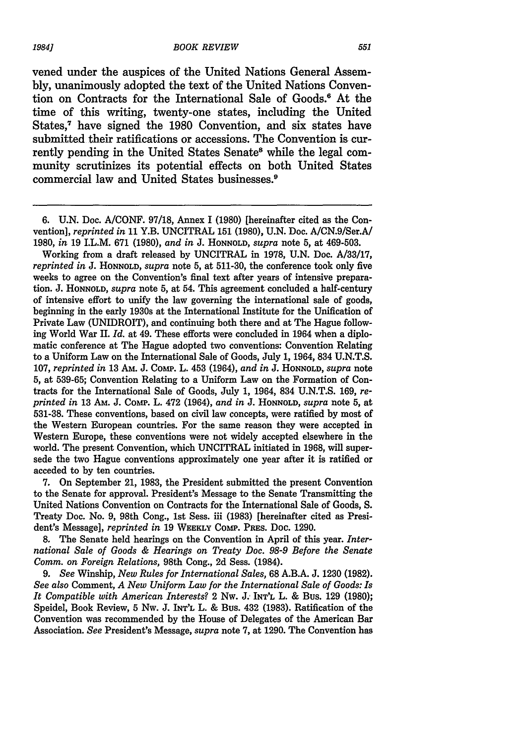vened under the auspices of the United Nations General Assembly, unanimously adopted the text of the United Nations Convention on Contracts for the International Sale of Goods.[6] At the time of this writing, twenty-one states, including the United States,[7] have signed the 1980 Convention, and six states have submitted their ratifications or accessions. The Convention is currently pending in the United States Senate[8] while the legal community scrutinizes its potential effects on both United States commercial law and United States businesses.[9]

---

6. U.N. Doc. A/CONF. 97/18, Annex I (1980) [hereinafter cited as the Convention], *reprinted in* 11 Y.B. UNCITRAL 151 (1980), U.N. Doc. A/CN.9/Ser.A/1980, *in* 19 I.L.M. 671 (1980), *and in* J. HONNOLD, *supra* note 5, at 469-503.

Working from a draft released by UNCITRAL in 1978, U.N. Doc. A/33/17, *reprinted in* J. HONNOLD, *supra* note 5, at 511-30, the conference took only five weeks to agree on the Convention's final text after years of intensive preparation. J. HONNOLD, *supra* note 5, at 54. This agreement concluded a half-century of intensive effort to unify the law governing the international sale of goods, beginning in the early 1930s at the International Institute for the Unification of Private Law (UNIDROIT), and continuing both there and at The Hague following World War II. *Id.* at 49. These efforts were concluded in 1964 when a diplomatic conference at The Hague adopted two conventions: Convention Relating to a Uniform Law on the International Sale of Goods, July 1, 1964, 834 U.N.T.S. 107, *reprinted in* 13 AM. J. COMP. L. 453 (1964), *and in* J. HONNOLD, *supra* note 5, at 539-65; Convention Relating to a Uniform Law on the Formation of Contracts for the International Sale of Goods, July 1, 1964, 834 U.N.T.S. 169, *reprinted in* 13 AM. J. COMP. L. 472 (1964), *and in* J. HONNOLD, *supra* note 5, at 531-38. These conventions, based on civil law concepts, were ratified by most of the Western European countries. For the same reason they were accepted in Western Europe, these conventions were not widely accepted elsewhere in the world. The present Convention, which UNCITRAL initiated in 1968, will supersede the two Hague conventions approximately one year after it is ratified or acceded to by ten countries.

7. On September 21, 1983, the President submitted the present Convention to the Senate for approval. President's Message to the Senate Transmitting the United Nations Convention on Contracts for the International Sale of Goods, S. Treaty Doc. No. 9, 98th Cong., 1st Sess. iii (1983) [hereinafter cited as President's Message], *reprinted in* 19 WEEKLY COMP. PRES. DOC. 1290.

8. The Senate held hearings on the Convention in April of this year. *International Sale of Goods & Hearings on Treaty Doc. 98-9 Before the Senate Comm. on Foreign Relations*, 98th Cong., 2d Sess. (1984).

9. *See* Winship, *New Rules for International Sales*, 68 A.B.A. J. 1230 (1982). *See also* Comment, *A New Uniform Law for the International Sale of Goods: Is It Compatible with American Interests?* 2 NW. J. INT'L L. & BUS. 129 (1980); Speidel, Book Review, 5 NW. J. INT'L L. & BUS. 432 (1983). Ratification of the Convention was recommended by the House of Delegates of the American Bar Association. *See* President's Message, *supra* note 7, at 1290. The Convention has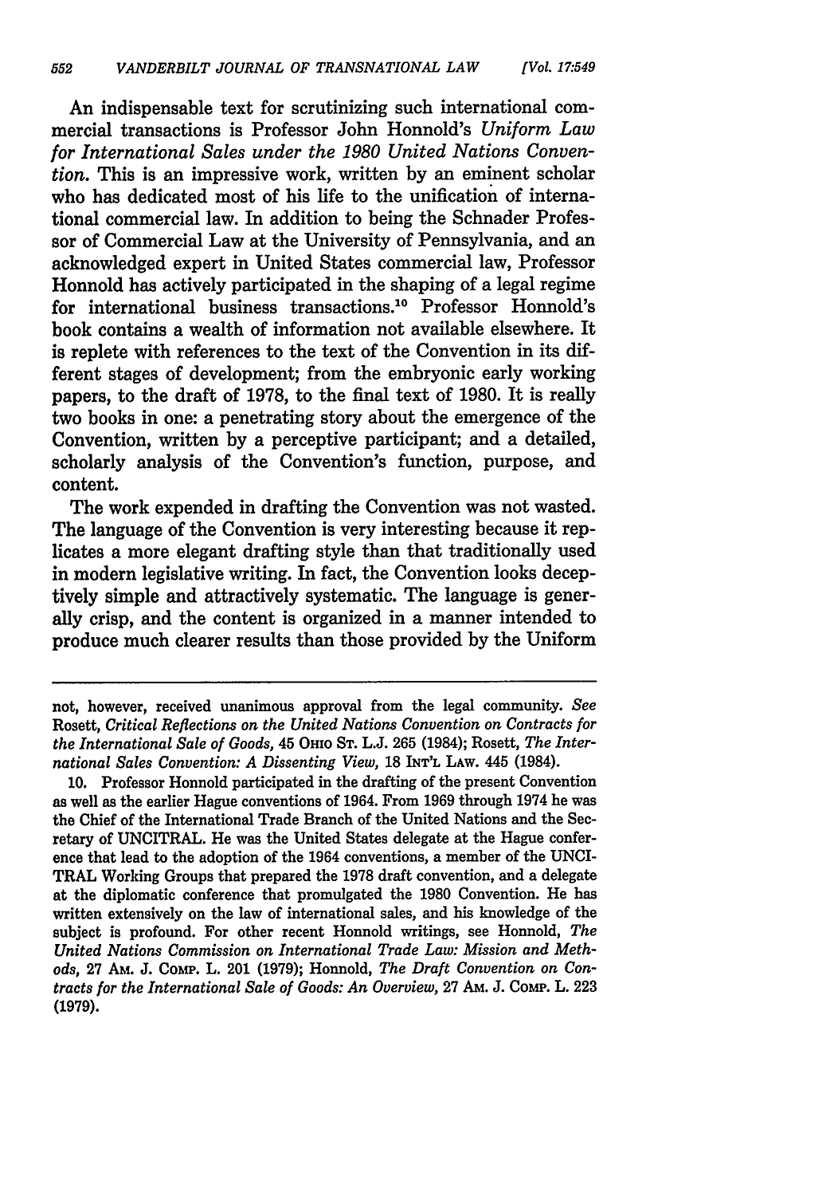An indispensable text for scrutinizing such international commercial transactions is Professor John Honnold's *Uniform Law for International Sales under the 1980 United Nations Convention.* This is an impressive work, written by an eminent scholar who has dedicated most of his life to the unification of international commercial law. In addition to being the Schnader Professor of Commercial Law at the University of Pennsylvania, and an acknowledged expert in United States commercial law, Professor Honnold has actively participated in the shaping of a legal regime for international business transactions.[10] Professor Honnold's book contains a wealth of information not available elsewhere. It is replete with references to the text of the Convention in its different stages of development; from the embryonic early working papers, to the draft of 1978, to the final text of 1980. It is really two books in one: a penetrating story about the emergence of the Convention, written by a perceptive participant; and a detailed, scholarly analysis of the Convention's function, purpose, and content.

The work expended in drafting the Convention was not wasted. The language of the Convention is very interesting because it replicates a more elegant drafting style than that traditionally used in modern legislative writing. In fact, the Convention looks deceptively simple and attractively systematic. The language is generally crisp, and the content is organized in a manner intended to produce much clearer results than those provided by the Uniform

---

not, however, received unanimous approval from the legal community. *See* Rosett, *Critical Reflections on the United Nations Convention on Contracts for the International Sale of Goods,* 45 OHIO ST. L.J. 265 (1984); Rosett, *The International Sales Convention: A Dissenting View,* 18 INT'L LAW. 445 (1984).

10. Professor Honnold participated in the drafting of the present Convention as well as the earlier Hague conventions of 1964. From 1969 through 1974 he was the Chief of the International Trade Branch of the United Nations and the Secretary of UNCITRAL. He was the United States delegate at the Hague conference that lead to the adoption of the 1964 conventions, a member of the UNCITRAL Working Groups that prepared the 1978 draft convention, and a delegate at the diplomatic conference that promulgated the 1980 Convention. He has written extensively on the law of international sales, and his knowledge of the subject is profound. For other recent Honnold writings, see Honnold, *The United Nations Commission on International Trade Law: Mission and Methods,* 27 AM. J. COMP. L. 201 (1979); Honnold, *The Draft Convention on Contracts for the International Sale of Goods: An Overview,* 27 AM. J. COMP. L. 223 (1979).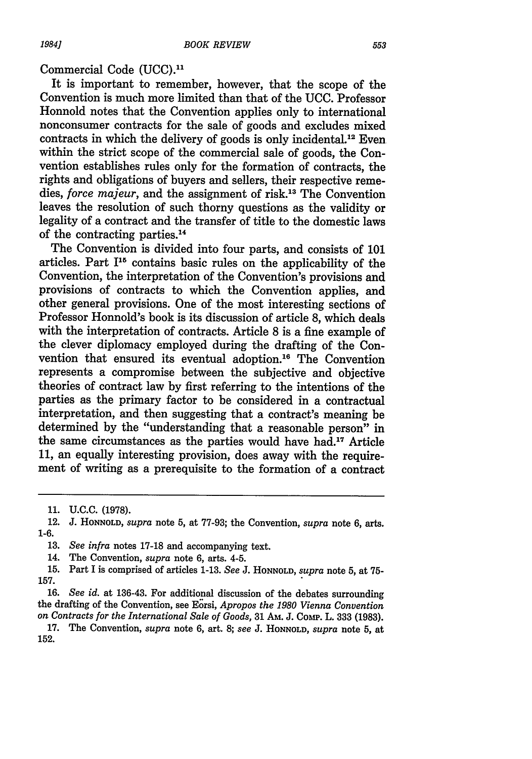Commercial Code (UCC).[11]

It is important to remember, however, that the scope of the Convention is much more limited than that of the UCC. Professor Honnold notes that the Convention applies only to international nonconsumer contracts for the sale of goods and excludes mixed contracts in which the delivery of goods is only incidental.[12] Even within the strict scope of the commercial sale of goods, the Convention establishes rules only for the formation of contracts, the rights and obligations of buyers and sellers, their respective remedies, *force majeur*, and the assignment of risk.[13] The Convention leaves the resolution of such thorny questions as the validity or legality of a contract and the transfer of title to the domestic laws of the contracting parties.[14]

The Convention is divided into four parts, and consists of 101 articles. Part I[15] contains basic rules on the applicability of the Convention, the interpretation of the Convention's provisions and provisions of contracts to which the Convention applies, and other general provisions. One of the most interesting sections of Professor Honnold's book is its discussion of article 8, which deals with the interpretation of contracts. Article 8 is a fine example of the clever diplomacy employed during the drafting of the Convention that ensured its eventual adoption.[16] The Convention represents a compromise between the subjective and objective theories of contract law by first referring to the intentions of the parties as the primary factor to be considered in a contractual interpretation, and then suggesting that a contract's meaning be determined by the "understanding that a reasonable person" in the same circumstances as the parties would have had.[17] Article 11, an equally interesting provision, does away with the requirement of writing as a prerequisite to the formation of a contract

---

11. U.C.C. (1978).

12. J. HONNOLD, *supra* note 5, at 77-93; the Convention, *supra* note 6, arts. 1-6.

13. *See infra* notes 17-18 and accompanying text.

14. The Convention, *supra* note 6, arts. 4-5.

15. Part I is comprised of articles 1-13. *See* J. HONNOLD, *supra* note 5, at 75-157.

16. *See id.* at 136-43. For additional discussion of the debates surrounding the drafting of the Convention, see Eörsi, *Apropos the 1980 Vienna Convention on Contracts for the International Sale of Goods*, 31 AM. J. COMP. L. 333 (1983).

17. The Convention, *supra* note 6, art. 8; *see* J. HONNOLD, *supra* note 5, at 152.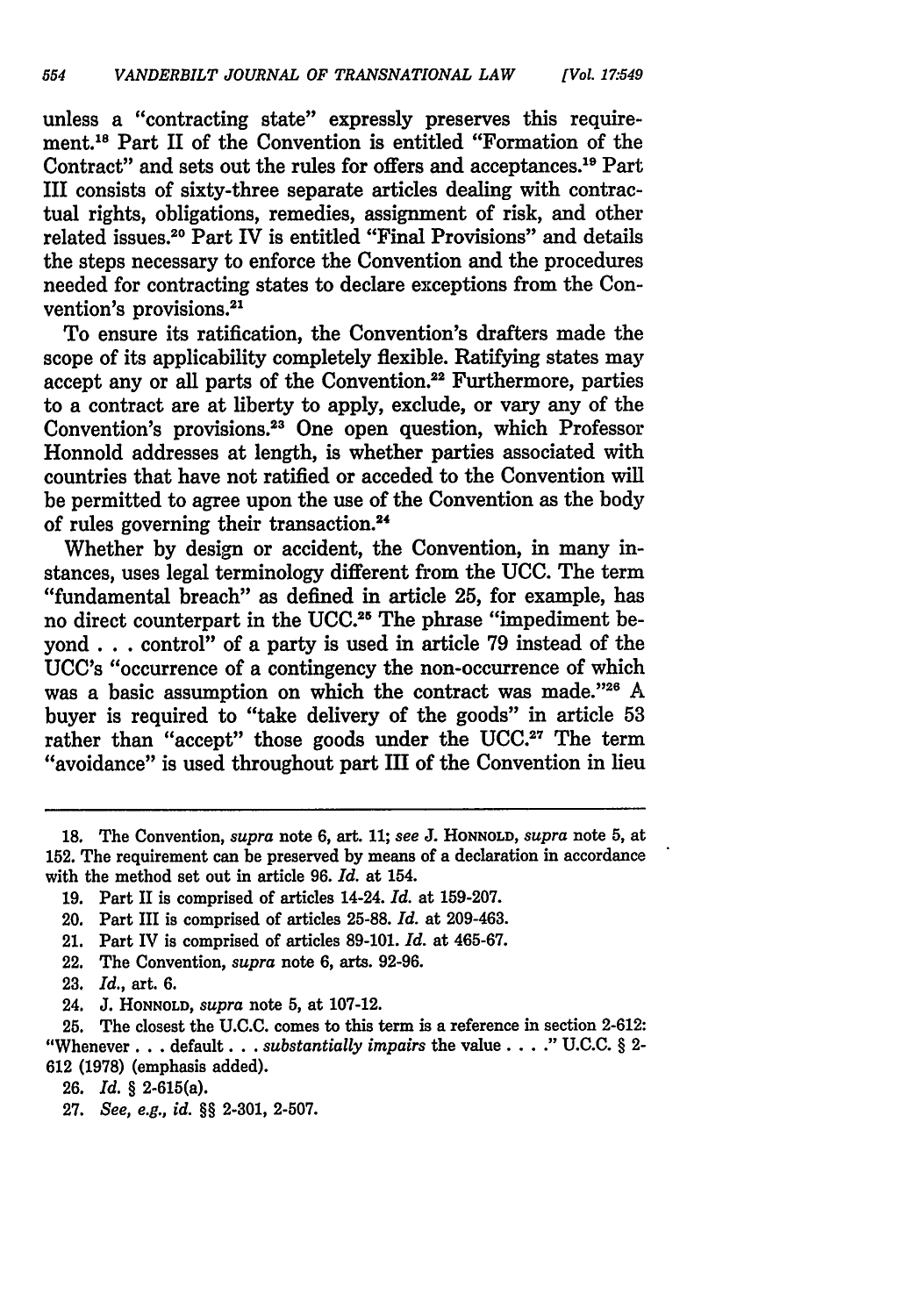unless a "contracting state" expressly preserves this requirement.[18] Part II of the Convention is entitled "Formation of the Contract" and sets out the rules for offers and acceptances.[19] Part III consists of sixty-three separate articles dealing with contractual rights, obligations, remedies, assignment of risk, and other related issues.[20] Part IV is entitled "Final Provisions" and details the steps necessary to enforce the Convention and the procedures needed for contracting states to declare exceptions from the Convention's provisions.[21]

To ensure its ratification, the Convention's drafters made the scope of its applicability completely flexible. Ratifying states may accept any or all parts of the Convention.[22] Furthermore, parties to a contract are at liberty to apply, exclude, or vary any of the Convention's provisions.[23] One open question, which Professor Honnold addresses at length, is whether parties associated with countries that have not ratified or acceded to the Convention will be permitted to agree upon the use of the Convention as the body of rules governing their transaction.[24]

Whether by design or accident, the Convention, in many instances, uses legal terminology different from the UCC. The term "fundamental breach" as defined in article 25, for example, has no direct counterpart in the UCC.[25] The phrase "impediment beyond . . . control" of a party is used in article 79 instead of the UCC's "occurrence of a contingency the non-occurrence of which was a basic assumption on which the contract was made."[26] A buyer is required to "take delivery of the goods" in article 53 rather than "accept" those goods under the UCC.[27] The term "avoidance" is used throughout part III of the Convention in lieu

---

18. The Convention, *supra* note 6, art. 11; *see* J. HONNOLD, *supra* note 5, at 152. The requirement can be preserved by means of a declaration in accordance with the method set out in article 96. *Id.* at 154.

19. Part II is comprised of articles 14-24. *Id.* at 159-207.

20. Part III is comprised of articles 25-88. *Id.* at 209-463.

21. Part IV is comprised of articles 89-101. *Id.* at 465-67.

22. The Convention, *supra* note 6, arts. 92-96.

23. *Id.*, art. 6.

24. J. HONNOLD, *supra* note 5, at 107-12.

25. The closest the U.C.C. comes to this term is a reference in section 2-612: "Whenever . . . default . . . *substantially impairs* the value . . . ." U.C.C. § 2-612 (1978) (emphasis added).

26. *Id.* § 2-615(a).

27. *See, e.g., id.* §§ 2-301, 2-507.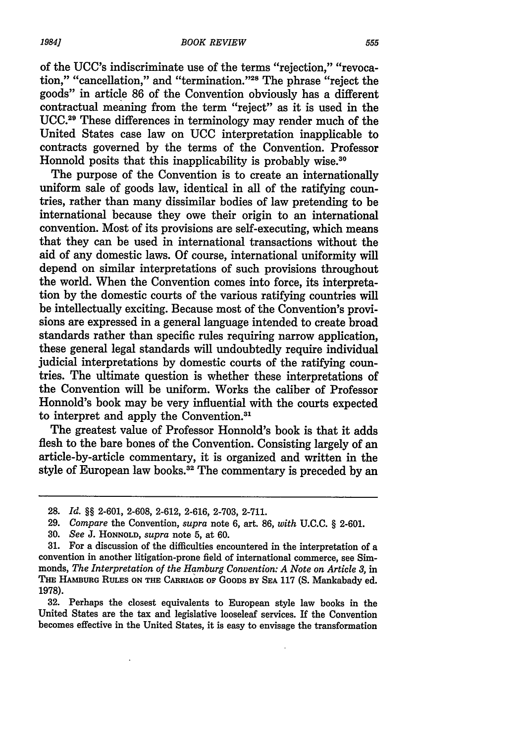of the UCC's indiscriminate use of the terms "rejection," "revocation," "cancellation," and "termination."[28] The phrase "reject the goods" in article 86 of the Convention obviously has a different contractual meaning from the term "reject" as it is used in the UCC.[29] These differences in terminology may render much of the United States case law on UCC interpretation inapplicable to contracts governed by the terms of the Convention. Professor Honnold posits that this inapplicability is probably wise.[30]

The purpose of the Convention is to create an internationally uniform sale of goods law, identical in all of the ratifying countries, rather than many dissimilar bodies of law pretending to be international because they owe their origin to an international convention. Most of its provisions are self-executing, which means that they can be used in international transactions without the aid of any domestic laws. Of course, international uniformity will depend on similar interpretations of such provisions throughout the world. When the Convention comes into force, its interpretation by the domestic courts of the various ratifying countries will be intellectually exciting. Because most of the Convention's provisions are expressed in a general language intended to create broad standards rather than specific rules requiring narrow application, these general legal standards will undoubtedly require individual judicial interpretations by domestic courts of the ratifying countries. The ultimate question is whether these interpretations of the Convention will be uniform. Works the caliber of Professor Honnold's book may be very influential with the courts expected to interpret and apply the Convention.[31]

The greatest value of Professor Honnold's book is that it adds flesh to the bare bones of the Convention. Consisting largely of an article-by-article commentary, it is organized and written in the style of European law books.[32] The commentary is preceded by an

---

28. *Id.* §§ 2-601, 2-608, 2-612, 2-616, 2-703, 2-711.

29. *Compare* the Convention, *supra* note 6, art. 86, *with* U.C.C. § 2-601.

30. *See* J. HONNOLD, *supra* note 5, at 60.

31. For a discussion of the difficulties encountered in the interpretation of a convention in another litigation-prone field of international commerce, see Simmonds, *The Interpretation of the Hamburg Convention: A Note on Article 3*, in THE HAMBURG RULES ON THE CARRIAGE OF GOODS BY SEA 117 (S. Mankabady ed. 1978).

32. Perhaps the closest equivalents to European style law books in the United States are the tax and legislative looseleaf services. If the Convention becomes effective in the United States, it is easy to envisage the transformation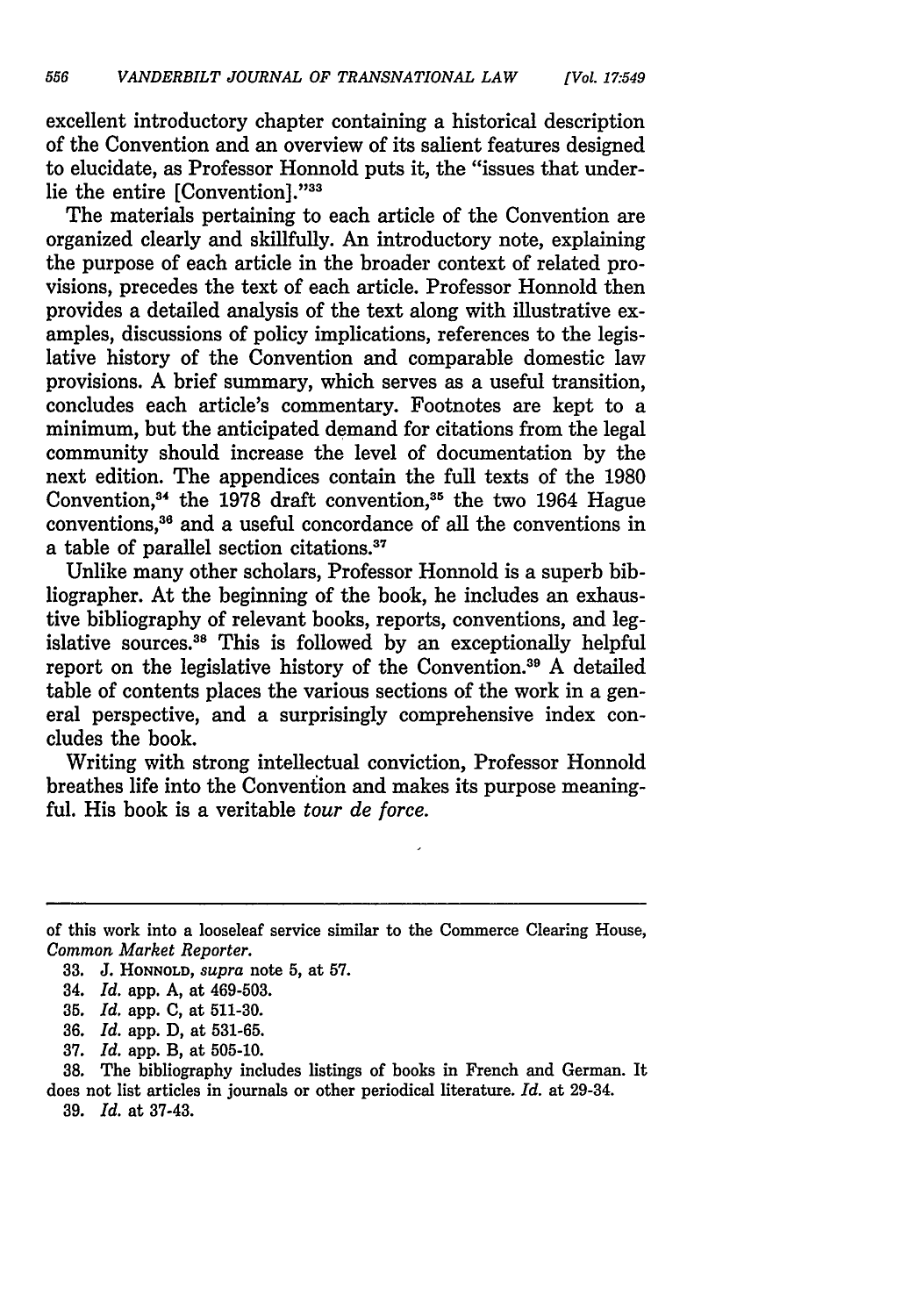excellent introductory chapter containing a historical description of the Convention and an overview of its salient features designed to elucidate, as Professor Honnold puts it, the "issues that underlie the entire [Convention]."[33]

The materials pertaining to each article of the Convention are organized clearly and skillfully. An introductory note, explaining the purpose of each article in the broader context of related provisions, precedes the text of each article. Professor Honnold then provides a detailed analysis of the text along with illustrative examples, discussions of policy implications, references to the legislative history of the Convention and comparable domestic law provisions. A brief summary, which serves as a useful transition, concludes each article's commentary. Footnotes are kept to a minimum, but the anticipated demand for citations from the legal community should increase the level of documentation by the next edition. The appendices contain the full texts of the 1980 Convention,[34] the 1978 draft convention,[35] the two 1964 Hague conventions,[36] and a useful concordance of all the conventions in a table of parallel section citations.[37]

Unlike many other scholars, Professor Honnold is a superb bibliographer. At the beginning of the book, he includes an exhaustive bibliography of relevant books, reports, conventions, and legislative sources.[38] This is followed by an exceptionally helpful report on the legislative history of the Convention.[39] A detailed table of contents places the various sections of the work in a general perspective, and a surprisingly comprehensive index concludes the book.

Writing with strong intellectual conviction, Professor Honnold breathes life into the Convention and makes its purpose meaningful. His book is a veritable *tour de force.*

---

of this work into a looseleaf service similar to the Commerce Clearing House, *Common Market Reporter.*

33. J. HONNOLD, *supra* note 5, at 57.
34. *Id.* app. A, at 469-503.
35. *Id.* app. C, at 511-30.
36. *Id.* app. D, at 531-65.
37. *Id.* app. B, at 505-10.
38. The bibliography includes listings of books in French and German. It does not list articles in journals or other periodical literature. *Id.* at 29-34.
39. *Id.* at 37-43.